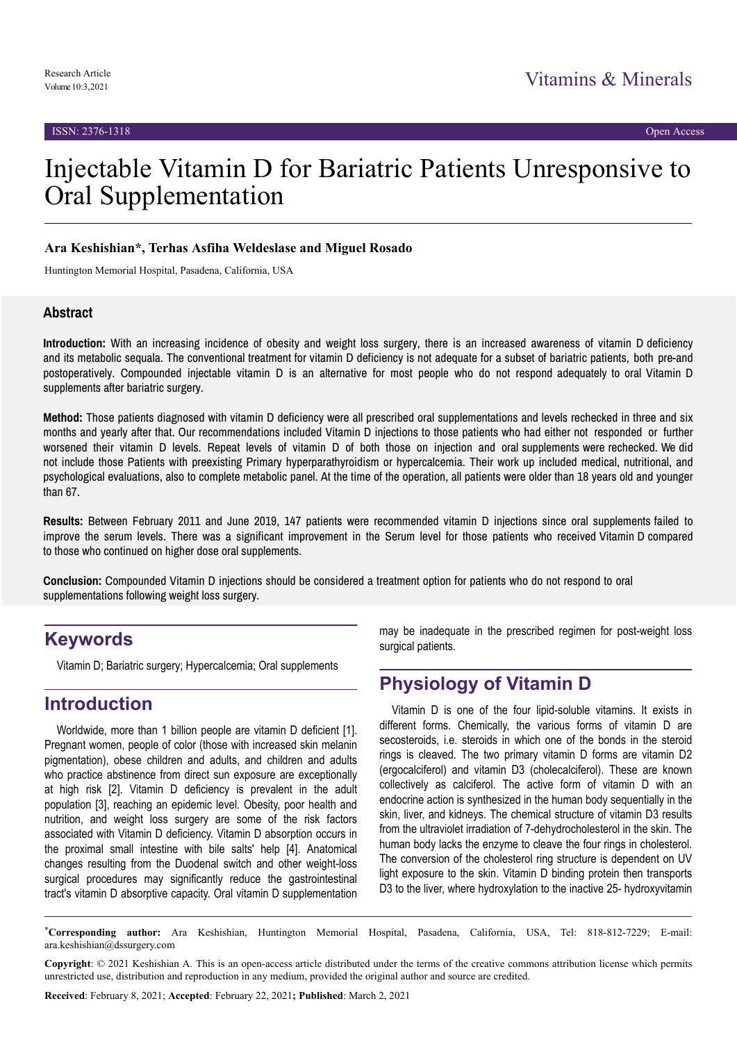Research Article

# Injectable Vitamin D for Bariatric Patients Unresponsive to Oral Supplementation

**Ara Keshishian\*, Terhas Asfiha Weldeslase and Miguel Rosado**

Huntington Memorial Hospital, Pasadena, California, USA

## Abstract

**Introduction:** With an increasing incidence of obesity and weight loss surgery, there is an increased awareness of vitamin D deficiency and its metabolic sequala. The conventional treatment for vitamin D deficiency is not adequate for a subset of bariatric patients, both pre-and postoperatively. Compounded injectable vitamin D is an alternative for most people who do not respond adequately to oral Vitamin D supplements after bariatric surgery.

**Method:** Those patients diagnosed with vitamin D deficiency were all prescribed oral supplementations and levels rechecked in three and six months and yearly after that. Our recommendations included Vitamin D injections to those patients who had either not responded or further worsened their vitamin D levels. Repeat levels of vitamin D of both those on injection and oral supplements were rechecked. We did not include those Patients with preexisting Primary hyperparathyroidism or hypercalcemia. Their work up included medical, nutritional, and psychological evaluations, also to complete metabolic panel. At the time of the operation, all patients were older than 18 years old and younger than 67.

**Results:** Between February 2011 and June 2019, 147 patients were recommended vitamin D injections since oral supplements failed to improve the serum levels. There was a significant improvement in the Serum level for those patients who received Vitamin D compared to those who continued on higher dose oral supplements.

**Conclusion:** Compounded Vitamin D injections should be considered a treatment option for patients who do not respond to oral supplementations following weight loss surgery.

## Keywords

Vitamin D; Bariatric surgery; Hypercalcemia; Oral supplements

## Introduction

Worldwide, more than 1 billion people are vitamin D deficient [1]. Pregnant women, people of color (those with increased skin melanin pigmentation), obese children and adults, and children and adults who practice abstinence from direct sun exposure are exceptionally at high risk [2]. Vitamin D deficiency is prevalent in the adult population [3], reaching an epidemic level. Obesity, poor health and nutrition, and weight loss surgery are some of the risk factors associated with Vitamin D deficiency. Vitamin D absorption occurs in the proximal small intestine with bile salts' help [4]. Anatomical changes resulting from the Duodenal switch and other weight-loss surgical procedures may significantly reduce the gastrointestinal tract's vitamin D absorptive capacity. Oral vitamin D supplementation may be inadequate in the prescribed regimen for post-weight loss surgical patients.

## Physiology of Vitamin D

Vitamin D is one of the four lipid-soluble vitamins. It exists in different forms. Chemically, the various forms of vitamin D are secosteroids, i.e. steroids in which one of the bonds in the steroid rings is cleaved. The two primary vitamin D forms are vitamin D2 (ergocalciferol) and vitamin D3 (cholecalciferol). These are known collectively as calciferol. The active form of vitamin D with an endocrine action is synthesized in the human body sequentially in the skin, liver, and kidneys. The chemical structure of vitamin D3 results from the ultraviolet irradiation of 7-dehydrocholesterol in the skin. The human body lacks the enzyme to cleave the four rings in cholesterol. The conversion of the cholesterol ring structure is dependent on UV light exposure to the skin. Vitamin D binding protein then transports D3 to the liver, where hydroxylation to the inactive 25- hydroxyvitamin

\***Corresponding author:** Ara Keshishian, Huntington Memorial Hospital, Pasadena, California, USA, Tel: 818-812-7229; E-mail: ara.keshishian@dssurgery.com

**Copyright**: © 2021 Keshishian A. This is an open-access article distributed under the terms of the creative commons attribution license which permits unrestricted use, distribution and reproduction in any medium, provided the original author and source are credited.

**Received**: February 8, 2021; **Accepted**: February 22, 2021**; Published**: March 2, 2021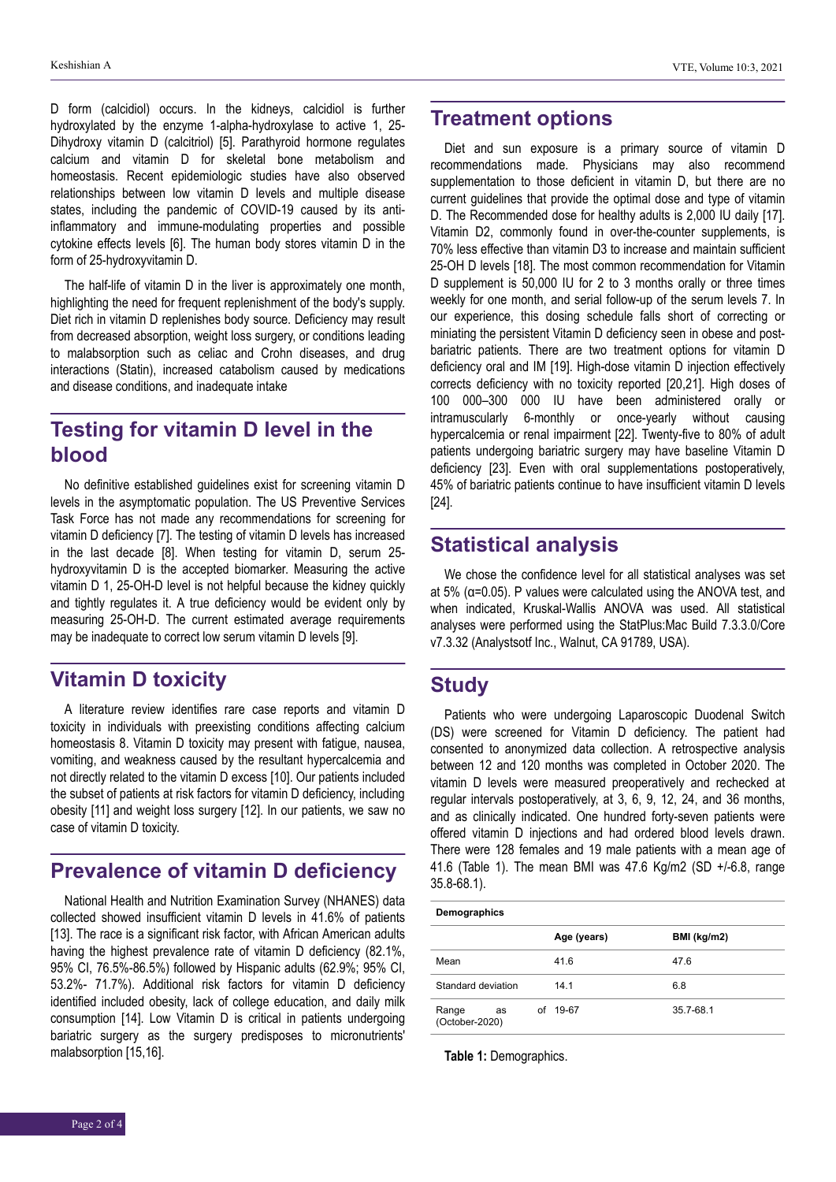D form (calcidiol) occurs. In the kidneys, calcidiol is further hydroxylated by the enzyme 1-alpha-hydroxylase to active 1, 25-Dihydroxy vitamin D (calcitriol) [5]. Parathyroid hormone regulates calcium and vitamin D for skeletal bone metabolism and homeostasis. Recent epidemiologic studies have also observed relationships between low vitamin D levels and multiple disease states, including the pandemic of COVID-19 caused by its anti-inflammatory and immune-modulating properties and possible cytokine effects levels [6]. The human body stores vitamin D in the form of 25-hydroxyvitamin D.

The half-life of vitamin D in the liver is approximately one month, highlighting the need for frequent replenishment of the body's supply. Diet rich in vitamin D replenishes body source. Deficiency may result from decreased absorption, weight loss surgery, or conditions leading to malabsorption such as celiac and Crohn diseases, and drug interactions (Statin), increased catabolism caused by medications and disease conditions, and inadequate intake

## Testing for vitamin D level in the blood

No definitive established guidelines exist for screening vitamin D levels in the asymptomatic population. The US Preventive Services Task Force has not made any recommendations for screening for vitamin D deficiency [7]. The testing of vitamin D levels has increased in the last decade [8]. When testing for vitamin D, serum 25-hydroxyvitamin D is the accepted biomarker. Measuring the active vitamin D 1, 25-OH-D level is not helpful because the kidney quickly and tightly regulates it. A true deficiency would be evident only by measuring 25-OH-D. The current estimated average requirements may be inadequate to correct low serum vitamin D levels [9].

## Vitamin D toxicity

A literature review identifies rare case reports and vitamin D toxicity in individuals with preexisting conditions affecting calcium homeostasis 8. Vitamin D toxicity may present with fatigue, nausea, vomiting, and weakness caused by the resultant hypercalcemia and not directly related to the vitamin D excess [10]. Our patients included the subset of patients at risk factors for vitamin D deficiency, including obesity [11] and weight loss surgery [12]. In our patients, we saw no case of vitamin D toxicity.

## Prevalence of vitamin D deficiency

National Health and Nutrition Examination Survey (NHANES) data collected showed insufficient vitamin D levels in 41.6% of patients [13]. The race is a significant risk factor, with African American adults having the highest prevalence rate of vitamin D deficiency (82.1%, 95% CI, 76.5%-86.5%) followed by Hispanic adults (62.9%; 95% CI, 53.2%- 71.7%). Additional risk factors for vitamin D deficiency identified included obesity, lack of college education, and daily milk consumption [14]. Low Vitamin D is critical in patients undergoing bariatric surgery as the surgery predisposes to micronutrients' malabsorption [15,16].

## Treatment options

Diet and sun exposure is a primary source of vitamin D recommendations made. Physicians may also recommend supplementation to those deficient in vitamin D, but there are no current guidelines that provide the optimal dose and type of vitamin D. The Recommended dose for healthy adults is 2,000 IU daily [17]. Vitamin D2, commonly found in over-the-counter supplements, is 70% less effective than vitamin D3 to increase and maintain sufficient 25-OH D levels [18]. The most common recommendation for Vitamin D supplement is 50,000 IU for 2 to 3 months orally or three times weekly for one month, and serial follow-up of the serum levels 7. In our experience, this dosing schedule falls short of correcting or miniating the persistent Vitamin D deficiency seen in obese and post-bariatric patients. There are two treatment options for vitamin D deficiency oral and IM [19]. High-dose vitamin D injection effectively corrects deficiency with no toxicity reported [20,21]. High doses of 100 000–300 000 IU have been administered orally or intramuscularly 6-monthly or once-yearly without causing hypercalcemia or renal impairment [22]. Twenty-five to 80% of adult patients undergoing bariatric surgery may have baseline Vitamin D deficiency [23]. Even with oral supplementations postoperatively, 45% of bariatric patients continue to have insufficient vitamin D levels [24].

## Statistical analysis

We chose the confidence level for all statistical analyses was set at 5% ($\alpha$=0.05). P values were calculated using the ANOVA test, and when indicated, Kruskal-Wallis ANOVA was used. All statistical analyses were performed using the StatPlus:Mac Build 7.3.3.0/Core v7.3.32 (Analystsoft Inc., Walnut, CA 91789, USA).

## Study

Patients who were undergoing Laparoscopic Duodenal Switch (DS) were screened for Vitamin D deficiency. The patient had consented to anonymized data collection. A retrospective analysis between 12 and 120 months was completed in October 2020. The vitamin D levels were measured preoperatively and rechecked at regular intervals postoperatively, at 3, 6, 9, 12, 24, and 36 months, and as clinically indicated. One hundred forty-seven patients were offered vitamin D injections and had ordered blood levels drawn. There were 128 females and 19 male patients with a mean age of 41.6 (Table 1). The mean BMI was 47.6 Kg/m2 (SD +/-6.8, range 35.8-68.1).

| Demographics | | |
|---|---|---|
| | Age (years) | BMI (kg/m2) |
| Mean | 41.6 | 47.6 |
| Standard deviation | 14.1 | 6.8 |
| Range as of (October-2020) | 19-67 | 35.7-68.1 |

**Table 1:** Demographics.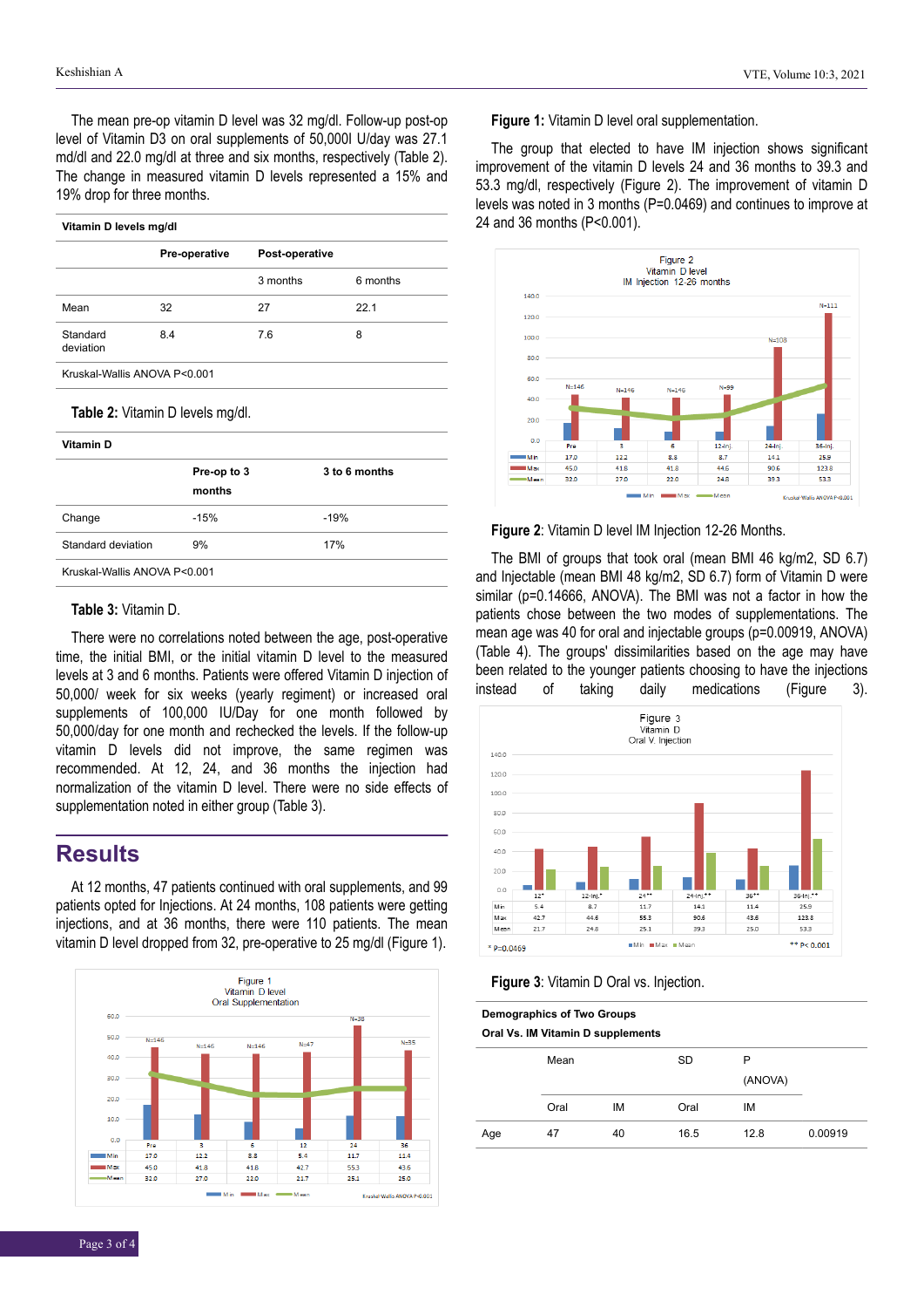The mean pre-op vitamin D level was 32 mg/dl. Follow-up post-op level of Vitamin D3 on oral supplements of 50,000I U/day was 27.1 md/dl and 22.0 mg/dl at three and six months, respectively (Table 2). The change in measured vitamin D levels represented a 15% and 19% drop for three months.

| Vitamin D levels mg/dl | | | |
|---|---|---|---|
| | Pre-operative | Post-operative | |
| | | 3 months | 6 months |
| Mean | 32 | 27 | 22.1 |
| Standard deviation | 8.4 | 7.6 | 8 |
| Kruskal-Wallis ANOVA P<0.001 | | | |

**Table 2:** Vitamin D levels mg/dl.

| Vitamin D | | |
|---|---|---|
| | Pre-op to 3 months | 3 to 6 months |
| Change | -15% | -19% |
| Standard deviation | 9% | 17% |
| Kruskal-Wallis ANOVA P<0.001 | | |

**Table 3:** Vitamin D.

There were no correlations noted between the age, post-operative time, the initial BMI, or the initial vitamin D level to the measured levels at 3 and 6 months. Patients were offered Vitamin D injection of 50,000/ week for six weeks (yearly regiment) or increased oral supplements of 100,000 IU/Day for one month followed by 50,000/day for one month and rechecked the levels. If the follow-up vitamin D levels did not improve, the same regimen was recommended. At 12, 24, and 36 months the injection had normalization of the vitamin D level. There were no side effects of supplementation noted in either group (Table 3).

## Results

At 12 months, 47 patients continued with oral supplements, and 99 patients opted for Injections. At 24 months, 108 patients were getting injections, and at 36 months, there were 110 patients. The mean vitamin D level dropped from 32, pre-operative to 25 mg/dl (Figure 1).

Figure 1
Vitamin D level
Oral Supplementation

| | Pre | 3 | 6 | 12 | 24 | 36 |
|---|---|---|---|---|---|---|
| | N=146 | N=146 | N=146 | N=47 | N=38 | N=35 |
| Min | 17.0 | 12.2 | 8.8 | 5.4 | 11.7 | 11.4 |
| Max | 45.0 | 41.8 | 41.8 | 42.7 | 55.3 | 43.6 |
| Mean | 32.0 | 27.0 | 22.0 | 21.7 | 25.1 | 25.0 |

Kruskal-Wallis ANOVA P<0.001

**Figure 1:** Vitamin D level oral supplementation.

The group that elected to have IM injection shows significant improvement of the vitamin D levels 24 and 36 months to 39.3 and 53.3 mg/dl, respectively (Figure 2). The improvement of vitamin D levels was noted in 3 months (P=0.0469) and continues to improve at 24 and 36 months (P<0.001).

Figure 2
Vitamin D level
IM Injection 12-26 months

| | Pre | 3 | 6 | 12-Inj. | 24-Inj. | 36-Inj. |
|---|---|---|---|---|---|---|
| | N=146 | N=146 | N=146 | N=99 | N=108 | N=111 |
| Min | 17.0 | 12.2 | 8.8 | 8.7 | 14.1 | 25.9 |
| Max | 45.0 | 41.8 | 41.8 | 44.6 | 90.6 | 123.8 |
| Mean | 32.0 | 27.0 | 22.0 | 24.8 | 39.3 | 53.3 |

Kruskal-Wallis ANOVA P<0.001

**Figure 2**: Vitamin D level IM Injection 12-26 Months.

The BMI of groups that took oral (mean BMI 46 kg/m2, SD 6.7) and Injectable (mean BMI 48 kg/m2, SD 6.7) form of Vitamin D were similar (p=0.14666, ANOVA). The BMI was not a factor in how the patients chose between the two modes of supplementations. The mean age was 40 for oral and injectable groups (p=0.00919, ANOVA) (Table 4). The groups' dissimilarities based on the age may have been related to the younger patients choosing to have the injections instead of taking daily medications (Figure 3).

Figure 3
Vitamin D
Oral V. Injection

| | 12* | 12-Inj.* | 24** | 24-Inj.** | 36** | 36-Inj.** |
|---|---|---|---|---|---|---|
| Min | 5.4 | 8.7 | 11.7 | 14.1 | 11.4 | 25.9 |
| Max | 42.7 | 44.6 | 55.3 | 90.6 | 43.6 | 123.8 |
| Mean | 21.7 | 24.8 | 25.1 | 39.3 | 25.0 | 53.3 |

\* P=0.0469 ** P< 0.001

**Figure 3**: Vitamin D Oral vs. Injection.

| Demographics of Two Groups Oral Vs. IM Vitamin D supplements | | | | | |
|---|---|---|---|---|---|
| | Mean | | SD | | P (ANOVA) |
| | Oral | IM | Oral | IM | |
| Age | 47 | 40 | 16.5 | 12.8 | 0.00919 |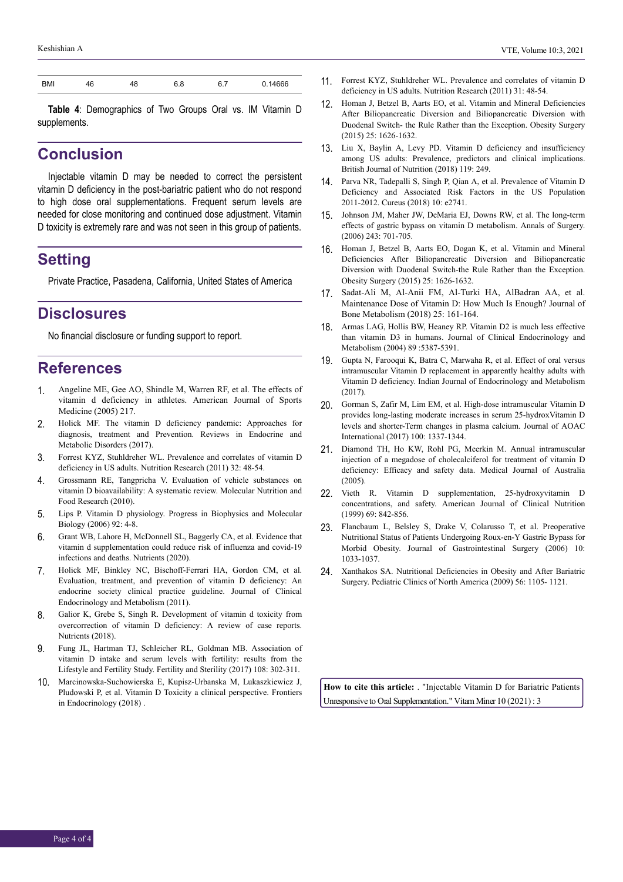| | | | | | |
|---|---|---|---|---|---|
| BMI | 46 | 48 | 6.8 | 6.7 | 0.14666 |

**Table 4**: Demographics of Two Groups Oral vs. IM Vitamin D supplements.

## Conclusion

Injectable vitamin D may be needed to correct the persistent vitamin D deficiency in the post-bariatric patient who do not respond to high dose oral supplementations. Frequent serum levels are needed for close monitoring and continued dose adjustment. Vitamin D toxicity is extremely rare and was not seen in this group of patients.

## Setting

Private Practice, Pasadena, California, United States of America

## Disclosures

No financial disclosure or funding support to report.

## References

1. Angeline ME, Gee AO, Shindle M, Warren RF, et al. The effects of vitamin d deficiency in athletes. American Journal of Sports Medicine (2005) 217.
2. Holick MF. The vitamin D deficiency pandemic: Approaches for diagnosis, treatment and Prevention. Reviews in Endocrine and Metabolic Disorders (2017).
3. Forrest KYZ, Stuhldreher WL. Prevalence and correlates of vitamin D deficiency in US adults. Nutrition Research (2011) 32: 48-54.
4. Grossmann RE, Tangpricha V. Evaluation of vehicle substances on vitamin D bioavailability: A systematic review. Molecular Nutrition and Food Research (2010).
5. Lips P. Vitamin D physiology. Progress in Biophysics and Molecular Biology (2006) 92: 4-8.
6. Grant WB, Lahore H, McDonnell SL, Baggerly CA, et al. Evidence that vitamin d supplementation could reduce risk of influenza and covid-19 infections and deaths. Nutrients (2020).
7. Holick MF, Binkley NC, Bischoff-Ferrari HA, Gordon CM, et al. Evaluation, treatment, and prevention of vitamin D deficiency: An endocrine society clinical practice guideline. Journal of Clinical Endocrinology and Metabolism (2011).
8. Galior K, Grebe S, Singh R. Development of vitamin d toxicity from overcorrection of vitamin D deficiency: A review of case reports. Nutrients (2018).
9. Fung JL, Hartman TJ, Schleicher RL, Goldman MB. Association of vitamin D intake and serum levels with fertility: results from the Lifestyle and Fertility Study. Fertility and Sterility (2017) 108: 302-311.
10. Marcinowska-Suchowierska E, Kupisz-Urbanska M, Lukaszkiewicz J, Pludowski P, et al. Vitamin D Toxicity a clinical perspective. Frontiers in Endocrinology (2018) .
11. Forrest KYZ, Stuhldreher WL. Prevalence and correlates of vitamin D deficiency in US adults. Nutrition Research (2011) 31: 48-54.
12. Homan J, Betzel B, Aarts EO, et al. Vitamin and Mineral Deficiencies After Biliopancreatic Diversion and Biliopancreatic Diversion with Duodenal Switch- the Rule Rather than the Exception. Obesity Surgery (2015) 25: 1626-1632.
13. Liu X, Baylin A, Levy PD. Vitamin D deficiency and insufficiency among US adults: Prevalence, predictors and clinical implications. British Journal of Nutrition (2018) 119: 249.
14. Parva NR, Tadepalli S, Singh P, Qian A, et al. Prevalence of Vitamin D Deficiency and Associated Risk Factors in the US Population 2011-2012. Cureus (2018) 10: e2741.
15. Johnson JM, Maher JW, DeMaria EJ, Downs RW, et al. The long-term effects of gastric bypass on vitamin D metabolism. Annals of Surgery. (2006) 243: 701-705.
16. Homan J, Betzel B, Aarts EO, Dogan K, et al. Vitamin and Mineral Deficiencies After Biliopancreatic Diversion and Biliopancreatic Diversion with Duodenal Switch-the Rule Rather than the Exception. Obesity Surgery (2015) 25: 1626-1632.
17. Sadat-Ali M, Al-Anii FM, Al-Turki HA, AlBadran AA, et al. Maintenance Dose of Vitamin D: How Much Is Enough? Journal of Bone Metabolism (2018) 25: 161-164.
18. Armas LAG, Hollis BW, Heaney RP. Vitamin D2 is much less effective than vitamin D3 in humans. Journal of Clinical Endocrinology and Metabolism (2004) 89 :5387-5391.
19. Gupta N, Farooqui K, Batra C, Marwaha R, et al. Effect of oral versus intramuscular Vitamin D replacement in apparently healthy adults with Vitamin D deficiency. Indian Journal of Endocrinology and Metabolism (2017).
20. Gorman S, Zafir M, Lim EM, et al. High-dose intramuscular Vitamin D provides long-lasting moderate increases in serum 25-hydroxVitamin D levels and shorter-Term changes in plasma calcium. Journal of AOAC International (2017) 100: 1337-1344.
21. Diamond TH, Ho KW, Rohl PG, Meerkin M. Annual intramuscular injection of a megadose of cholecalciferol for treatment of vitamin D deficiency: Efficacy and safety data. Medical Journal of Australia (2005).
22. Vieth R. Vitamin D supplementation, 25-hydroxyvitamin D concentrations, and safety. American Journal of Clinical Nutrition (1999) 69: 842-856.
23. Flancbaum L, Belsley S, Drake V, Colarusso T, et al. Preoperative Nutritional Status of Patients Undergoing Roux-en-Y Gastric Bypass for Morbid Obesity. Journal of Gastrointestinal Surgery (2006) 10: 1033-1037.
24. Xanthakos SA. Nutritional Deficiencies in Obesity and After Bariatric Surgery. Pediatric Clinics of North America (2009) 56: 1105- 1121.

**How to cite this article:** . "Injectable Vitamin D for Bariatric Patients Unresponsive to Oral Supplementation." Vitam Miner 10 (2021) : 3